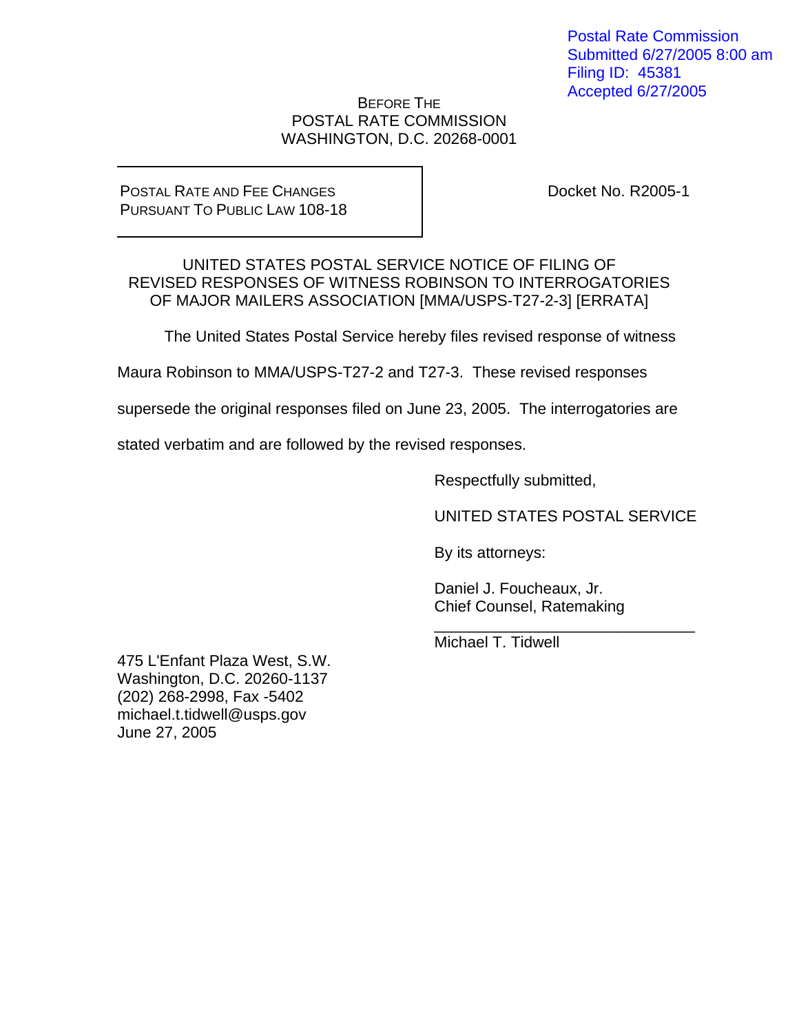Postal Rate Commission
Submitted 6/27/2005 8:00 am
Filing ID: 45381
Accepted 6/27/2005

BEFORE THE
POSTAL RATE COMMISSION
WASHINGTON, D.C. 20268-0001

| POSTAL RATE AND FEE CHANGES PURSUANT TO PUBLIC LAW 108-18 | Docket No. R2005-1 |
|---|---|

UNITED STATES POSTAL SERVICE NOTICE OF FILING OF REVISED RESPONSES OF WITNESS ROBINSON TO INTERROGATORIES OF MAJOR MAILERS ASSOCIATION [MMA/USPS-T27-2-3] [ERRATA]

The United States Postal Service hereby files revised response of witness Maura Robinson to MMA/USPS-T27-2 and T27-3. These revised responses supersede the original responses filed on June 23, 2005. The interrogatories are stated verbatim and are followed by the revised responses.

Respectfully submitted,

UNITED STATES POSTAL SERVICE

By its attorneys:

Daniel J. Foucheaux, Jr.
Chief Counsel, Ratemaking

_______________________________
Michael T. Tidwell

475 L'Enfant Plaza West, S.W.
Washington, D.C. 20260-1137
(202) 268-2998, Fax -5402
michael.t.tidwell@usps.gov
June 27, 2005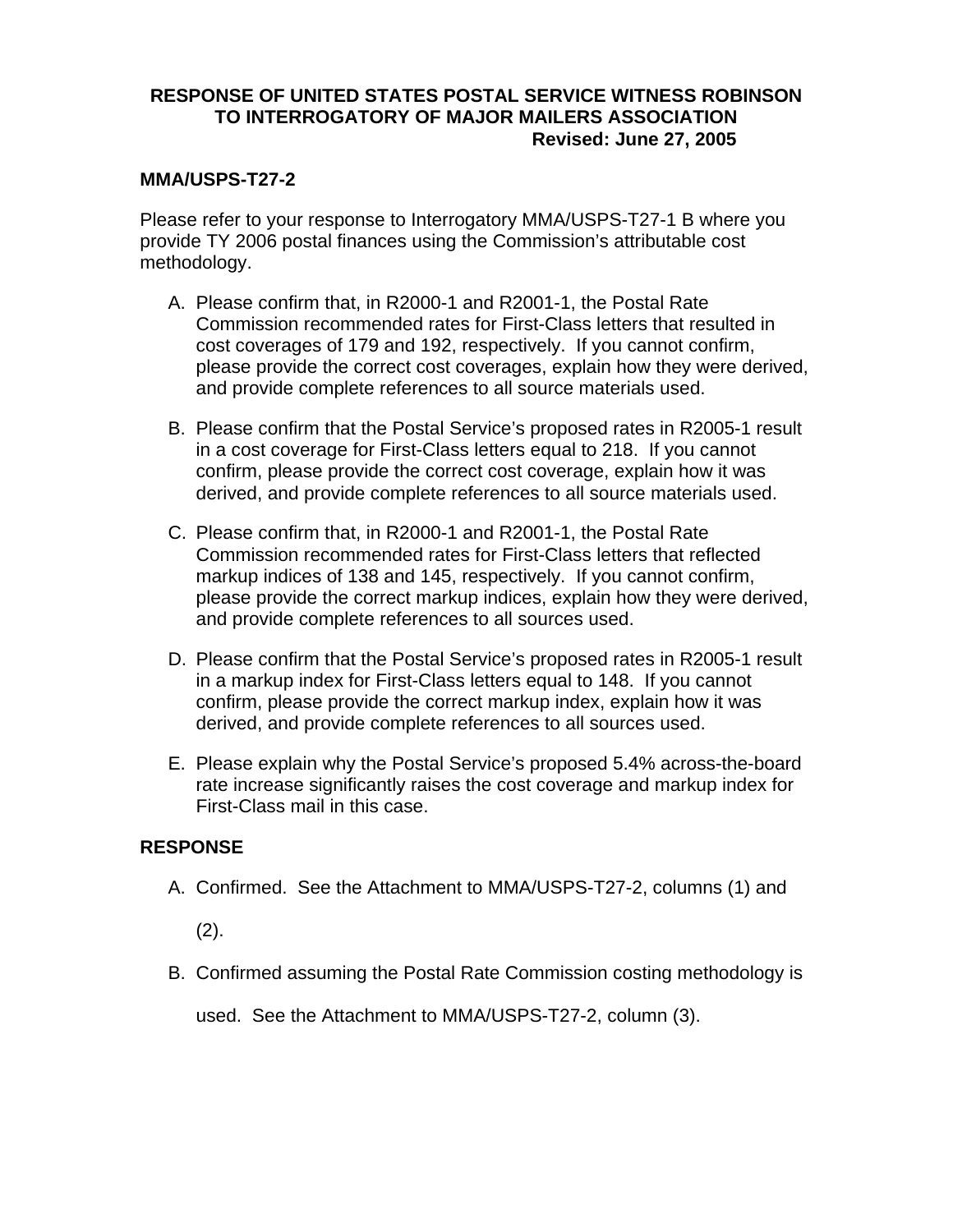**RESPONSE OF UNITED STATES POSTAL SERVICE WITNESS ROBINSON TO INTERROGATORY OF MAJOR MAILERS ASSOCIATION**

**Revised: June 27, 2005**

**MMA/USPS-T27-2**

Please refer to your response to Interrogatory MMA/USPS-T27-1 B where you provide TY 2006 postal finances using the Commission's attributable cost methodology.

A. Please confirm that, in R2000-1 and R2001-1, the Postal Rate Commission recommended rates for First-Class letters that resulted in cost coverages of 179 and 192, respectively. If you cannot confirm, please provide the correct cost coverages, explain how they were derived, and provide complete references to all source materials used.

B. Please confirm that the Postal Service's proposed rates in R2005-1 result in a cost coverage for First-Class letters equal to 218. If you cannot confirm, please provide the correct cost coverage, explain how it was derived, and provide complete references to all source materials used.

C. Please confirm that, in R2000-1 and R2001-1, the Postal Rate Commission recommended rates for First-Class letters that reflected markup indices of 138 and 145, respectively. If you cannot confirm, please provide the correct markup indices, explain how they were derived, and provide complete references to all sources used.

D. Please confirm that the Postal Service's proposed rates in R2005-1 result in a markup index for First-Class letters equal to 148. If you cannot confirm, please provide the correct markup index, explain how it was derived, and provide complete references to all sources used.

E. Please explain why the Postal Service's proposed 5.4% across-the-board rate increase significantly raises the cost coverage and markup index for First-Class mail in this case.

**RESPONSE**

A. Confirmed. See the Attachment to MMA/USPS-T27-2, columns (1) and (2).

B. Confirmed assuming the Postal Rate Commission costing methodology is used. See the Attachment to MMA/USPS-T27-2, column (3).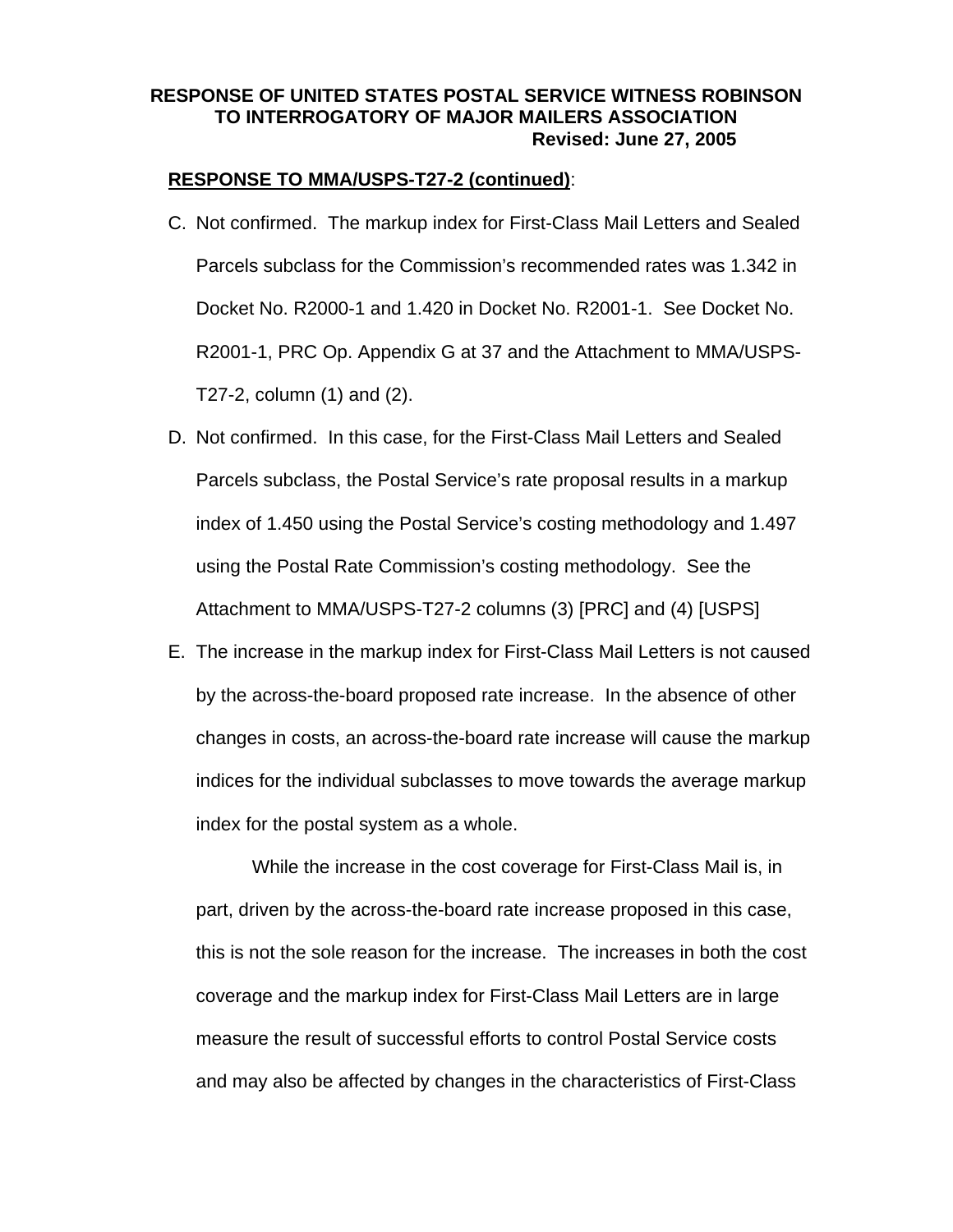**RESPONSE OF UNITED STATES POSTAL SERVICE WITNESS ROBINSON TO INTERROGATORY OF MAJOR MAILERS ASSOCIATION**
**Revised: June 27, 2005**

**RESPONSE TO MMA/USPS-T27-2 (continued)**:

C. Not confirmed. The markup index for First-Class Mail Letters and Sealed Parcels subclass for the Commission's recommended rates was 1.342 in Docket No. R2000-1 and 1.420 in Docket No. R2001-1. See Docket No. R2001-1, PRC Op. Appendix G at 37 and the Attachment to MMA/USPS-T27-2, column (1) and (2).

D. Not confirmed. In this case, for the First-Class Mail Letters and Sealed Parcels subclass, the Postal Service's rate proposal results in a markup index of 1.450 using the Postal Service's costing methodology and 1.497 using the Postal Rate Commission's costing methodology. See the Attachment to MMA/USPS-T27-2 columns (3) [PRC] and (4) [USPS]

E. The increase in the markup index for First-Class Mail Letters is not caused by the across-the-board proposed rate increase. In the absence of other changes in costs, an across-the-board rate increase will cause the markup indices for the individual subclasses to move towards the average markup index for the postal system as a whole.

   While the increase in the cost coverage for First-Class Mail is, in part, driven by the across-the-board rate increase proposed in this case, this is not the sole reason for the increase. The increases in both the cost coverage and the markup index for First-Class Mail Letters are in large measure the result of successful efforts to control Postal Service costs and may also be affected by changes in the characteristics of First-Class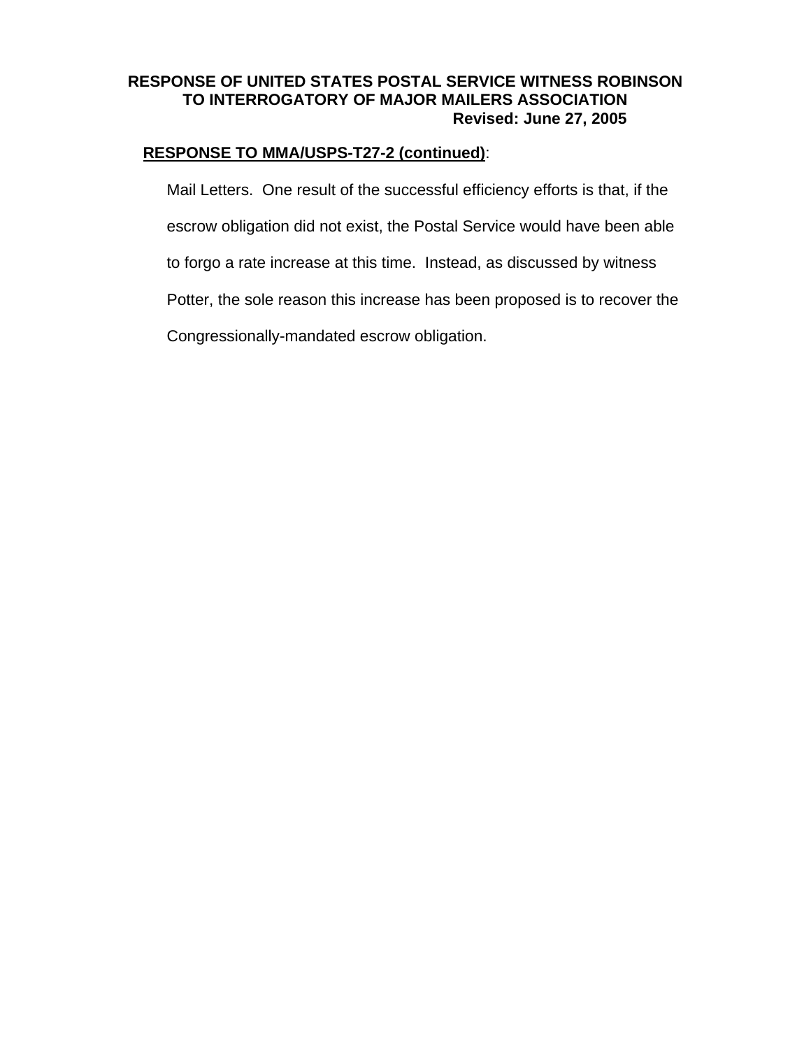**RESPONSE OF UNITED STATES POSTAL SERVICE WITNESS ROBINSON TO INTERROGATORY OF MAJOR MAILERS ASSOCIATION**
**Revised: June 27, 2005**

**RESPONSE TO MMA/USPS-T27-2 (continued)**:

Mail Letters. One result of the successful efficiency efforts is that, if the escrow obligation did not exist, the Postal Service would have been able to forgo a rate increase at this time. Instead, as discussed by witness Potter, the sole reason this increase has been proposed is to recover the Congressionally-mandated escrow obligation.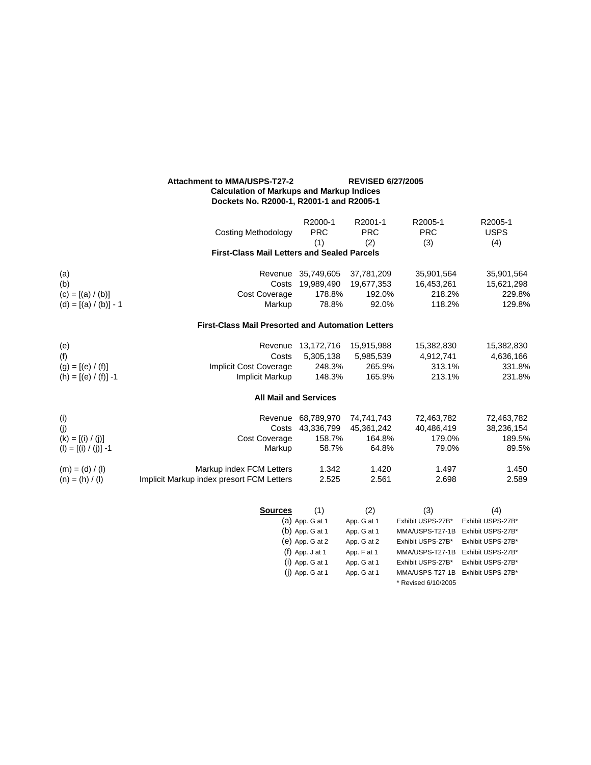**Attachment to MMA/USPS-T27-2** **REVISED 6/27/2005**

**Calculation of Markups and Markup Indices**

**Dockets No. R2000-1, R2001-1 and R2005-1**

| | Costing Methodology | R2000-1 PRC (1) | R2001-1 PRC (2) | R2005-1 PRC (3) | R2005-1 USPS (4) |
|---|---|---|---|---|---|
| | **First-Class Mail Letters and Sealed Parcels** | | | | |
| (a) | Revenue | 35,749,605 | 37,781,209 | 35,901,564 | 35,901,564 |
| (b) | Costs | 19,989,490 | 19,677,353 | 16,453,261 | 15,621,298 |
| (c) = [(a) / (b)] | Cost Coverage | 178.8% | 192.0% | 218.2% | 229.8% |
| (d) = [(a) / (b)] - 1 | Markup | 78.8% | 92.0% | 118.2% | 129.8% |
| | **First-Class Mail Presorted and Automation Letters** | | | | |
| (e) | Revenue | 13,172,716 | 15,915,988 | 15,382,830 | 15,382,830 |
| (f) | Costs | 5,305,138 | 5,985,539 | 4,912,741 | 4,636,166 |
| (g) = [(e) / (f)] | Implicit Cost Coverage | 248.3% | 265.9% | 313.1% | 331.8% |
| (h) = [(e) / (f)] -1 | Implicit Markup | 148.3% | 165.9% | 213.1% | 231.8% |
| | **All Mail and Services** | | | | |
| (i) | Revenue | 68,789,970 | 74,741,743 | 72,463,782 | 72,463,782 |
| (j) | Costs | 43,336,799 | 45,361,242 | 40,486,419 | 38,236,154 |
| (k) = [(i) / (j)] | Cost Coverage | 158.7% | 164.8% | 179.0% | 189.5% |
| (l) = [(i) / (j)] -1 | Markup | 58.7% | 64.8% | 79.0% | 89.5% |
| (m) = (d) / (l) | Markup index FCM Letters | 1.342 | 1.420 | 1.497 | 1.450 |
| (n) = (h) / (l) | Implicit Markup index presort FCM Letters | 2.525 | 2.561 | 2.698 | 2.589 |

| **Sources** | (1) | (2) | (3) | (4) |
|---|---|---|---|---|
| (a) | App. G at 1 | App. G at 1 | Exhibit USPS-27B* | Exhibit USPS-27B* |
| (b) | App. G at 1 | App. G at 1 | MMA/USPS-T27-1B | Exhibit USPS-27B* |
| (e) | App. G at 2 | App. G at 2 | Exhibit USPS-27B* | Exhibit USPS-27B* |
| (f) | App. J at 1 | App. F at 1 | MMA/USPS-T27-1B | Exhibit USPS-27B* |
| (i) | App. G at 1 | App. G at 1 | Exhibit USPS-27B* | Exhibit USPS-27B* |
| (j) | App. G at 1 | App. G at 1 | MMA/USPS-T27-1B | Exhibit USPS-27B* |

* Revised 6/10/2005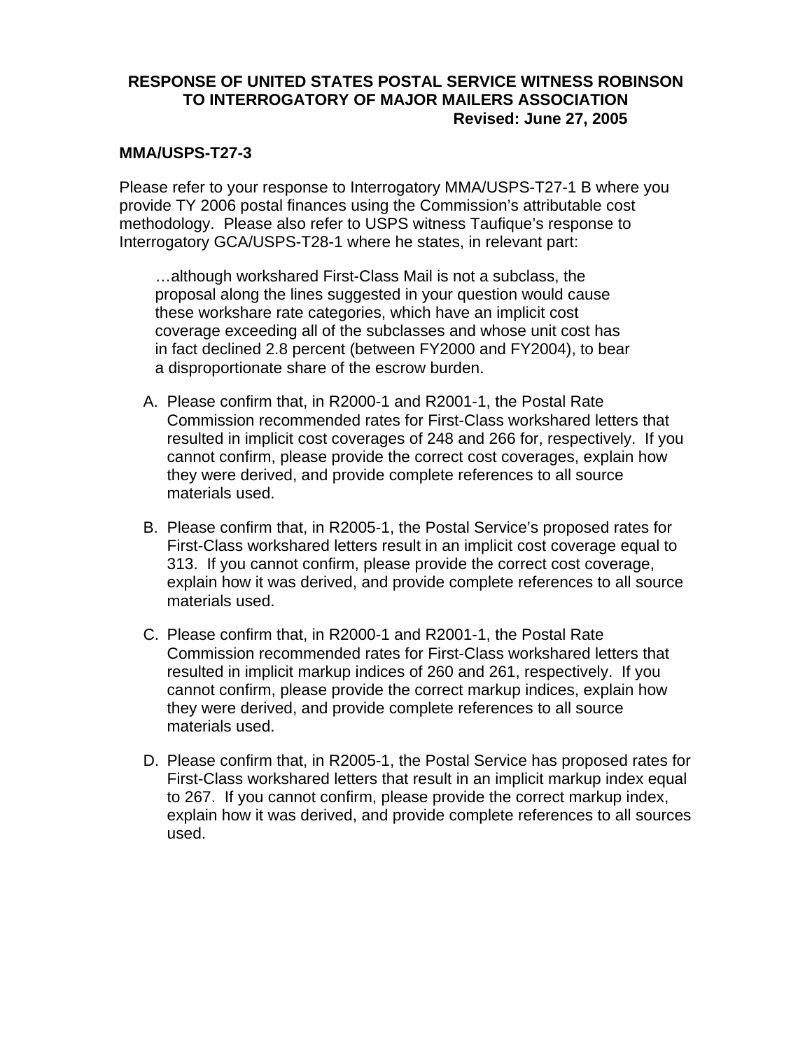**RESPONSE OF UNITED STATES POSTAL SERVICE WITNESS ROBINSON TO INTERROGATORY OF MAJOR MAILERS ASSOCIATION**
**Revised: June 27, 2005**

**MMA/USPS-T27-3**

Please refer to your response to Interrogatory MMA/USPS-T27-1 B where you provide TY 2006 postal finances using the Commission's attributable cost methodology. Please also refer to USPS witness Taufique's response to Interrogatory GCA/USPS-T28-1 where he states, in relevant part:

> …although workshared First-Class Mail is not a subclass, the proposal along the lines suggested in your question would cause these workshare rate categories, which have an implicit cost coverage exceeding all of the subclasses and whose unit cost has in fact declined 2.8 percent (between FY2000 and FY2004), to bear a disproportionate share of the escrow burden.

A. Please confirm that, in R2000-1 and R2001-1, the Postal Rate Commission recommended rates for First-Class workshared letters that resulted in implicit cost coverages of 248 and 266 for, respectively. If you cannot confirm, please provide the correct cost coverages, explain how they were derived, and provide complete references to all source materials used.

B. Please confirm that, in R2005-1, the Postal Service's proposed rates for First-Class workshared letters result in an implicit cost coverage equal to 313. If you cannot confirm, please provide the correct cost coverage, explain how it was derived, and provide complete references to all source materials used.

C. Please confirm that, in R2000-1 and R2001-1, the Postal Rate Commission recommended rates for First-Class workshared letters that resulted in implicit markup indices of 260 and 261, respectively. If you cannot confirm, please provide the correct markup indices, explain how they were derived, and provide complete references to all source materials used.

D. Please confirm that, in R2005-1, the Postal Service has proposed rates for First-Class workshared letters that result in an implicit markup index equal to 267. If you cannot confirm, please provide the correct markup index, explain how it was derived, and provide complete references to all sources used.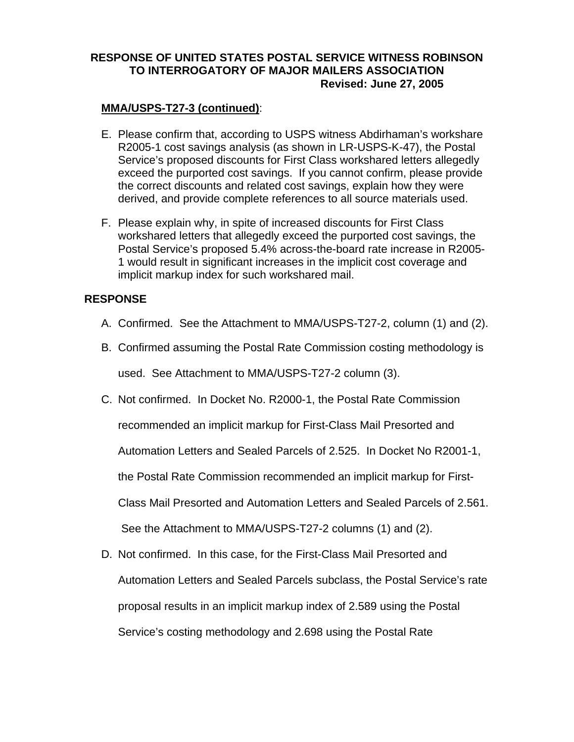**RESPONSE OF UNITED STATES POSTAL SERVICE WITNESS ROBINSON TO INTERROGATORY OF MAJOR MAILERS ASSOCIATION**
**Revised: June 27, 2005**

**MMA/USPS-T27-3 (continued)**:

E. Please confirm that, according to USPS witness Abdirhaman's workshare R2005-1 cost savings analysis (as shown in LR-USPS-K-47), the Postal Service's proposed discounts for First Class workshared letters allegedly exceed the purported cost savings. If you cannot confirm, please provide the correct discounts and related cost savings, explain how they were derived, and provide complete references to all source materials used.

F. Please explain why, in spite of increased discounts for First Class workshared letters that allegedly exceed the purported cost savings, the Postal Service's proposed 5.4% across-the-board rate increase in R2005-1 would result in significant increases in the implicit cost coverage and implicit markup index for such workshared mail.

**RESPONSE**

A. Confirmed. See the Attachment to MMA/USPS-T27-2, column (1) and (2).

B. Confirmed assuming the Postal Rate Commission costing methodology is used. See Attachment to MMA/USPS-T27-2 column (3).

C. Not confirmed. In Docket No. R2000-1, the Postal Rate Commission recommended an implicit markup for First-Class Mail Presorted and Automation Letters and Sealed Parcels of 2.525. In Docket No R2001-1, the Postal Rate Commission recommended an implicit markup for First-Class Mail Presorted and Automation Letters and Sealed Parcels of 2.561. See the Attachment to MMA/USPS-T27-2 columns (1) and (2).

D. Not confirmed. In this case, for the First-Class Mail Presorted and Automation Letters and Sealed Parcels subclass, the Postal Service's rate proposal results in an implicit markup index of 2.589 using the Postal Service's costing methodology and 2.698 using the Postal Rate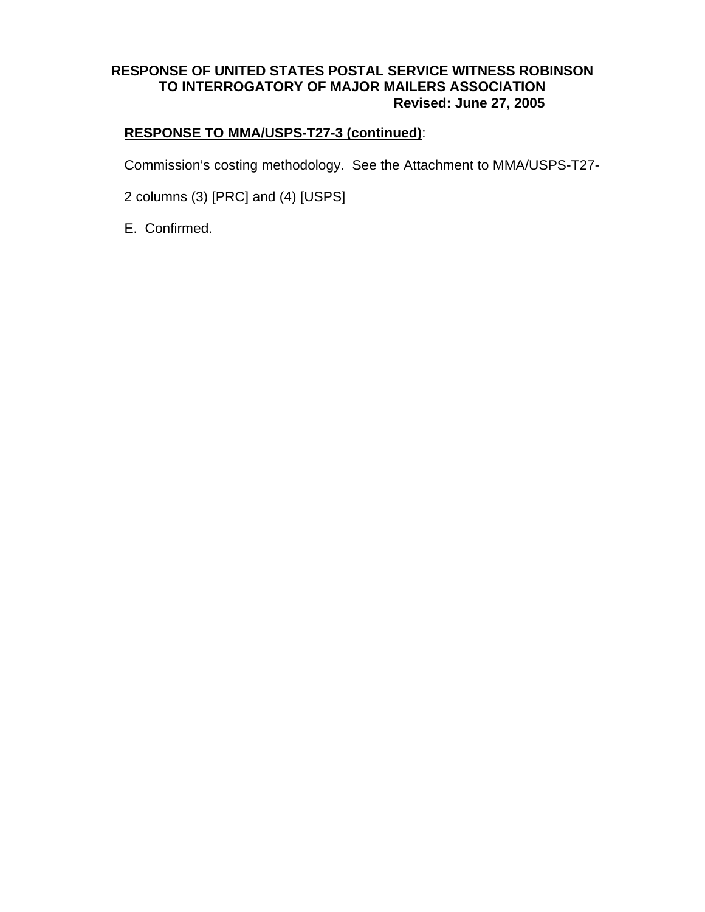**RESPONSE OF UNITED STATES POSTAL SERVICE WITNESS ROBINSON TO INTERROGATORY OF MAJOR MAILERS ASSOCIATION**
**Revised: June 27, 2005**

**RESPONSE TO MMA/USPS-T27-3 (continued)**:

Commission's costing methodology. See the Attachment to MMA/USPS-T27-2 columns (3) [PRC] and (4) [USPS]

E. Confirmed.